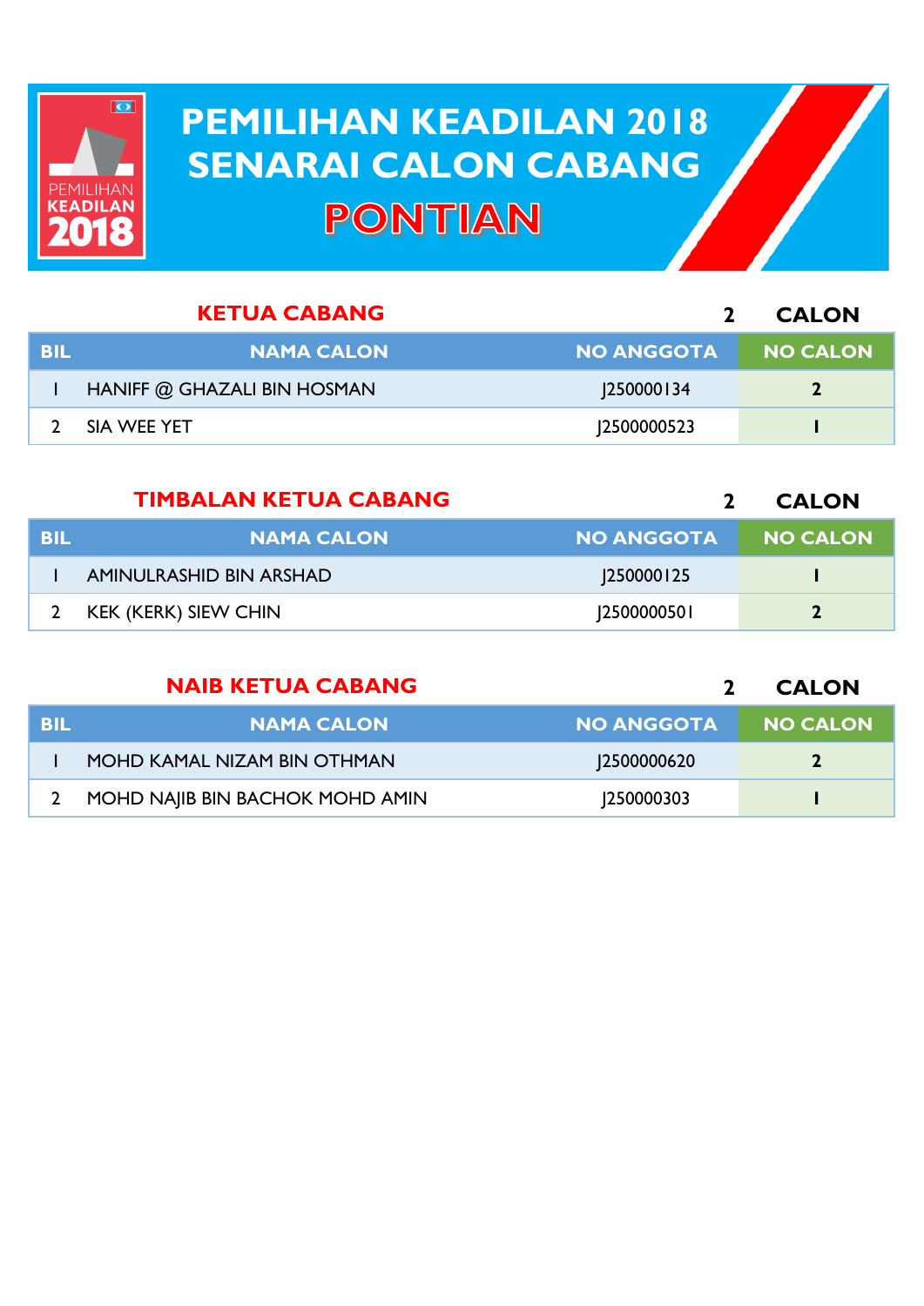# PEMILIHAN KEADILAN 2018
# SENARAI CALON CABANG
# PONTIAN

## KETUA CABANG

**2 CALON**

| BIL | NAMA CALON | NO ANGGOTA | NO CALON |
|---|---|---|---|
| 1 | HANIFF @ GHAZALI BIN HOSMAN | J250000134 | 2 |
| 2 | SIA WEE YET | J2500000523 | 1 |

## TIMBALAN KETUA CABANG

**2 CALON**

| BIL | NAMA CALON | NO ANGGOTA | NO CALON |
|---|---|---|---|
| 1 | AMINULRASHID BIN ARSHAD | J250000125 | 1 |
| 2 | KEK (KERK) SIEW CHIN | J2500000501 | 2 |

## NAIB KETUA CABANG

**2 CALON**

| BIL | NAMA CALON | NO ANGGOTA | NO CALON |
|---|---|---|---|
| 1 | MOHD KAMAL NIZAM BIN OTHMAN | J2500000620 | 2 |
| 2 | MOHD NAJIB BIN BACHOK MOHD AMIN | J250000303 | 1 |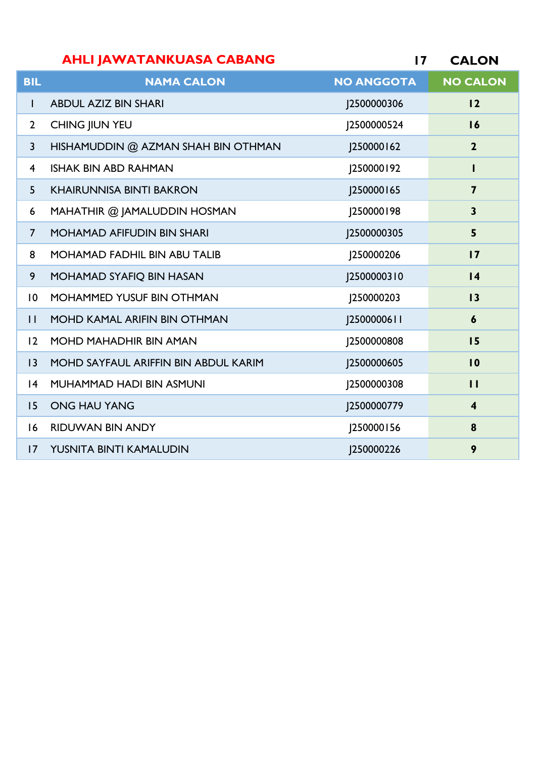## AHLI JAWATANKUASA CABANG

**17 CALON**

| BIL | NAMA CALON | NO ANGGOTA | NO CALON |
|---|---|---|---|
| 1 | ABDUL AZIZ BIN SHARI | J2500000306 | **12** |
| 2 | CHING JIUN YEU | J2500000524 | **16** |
| 3 | HISHAMUDDIN @ AZMAN SHAH BIN OTHMAN | J250000162 | **2** |
| 4 | ISHAK BIN ABD RAHMAN | J250000192 | **1** |
| 5 | KHAIRUNNISA BINTI BAKRON | J250000165 | **7** |
| 6 | MAHATHIR @ JAMALUDDIN HOSMAN | J250000198 | **3** |
| 7 | MOHAMAD AFIFUDIN BIN SHARI | J2500000305 | **5** |
| 8 | MOHAMAD FADHIL BIN ABU TALIB | J250000206 | **17** |
| 9 | MOHAMAD SYAFIQ BIN HASAN | J2500000310 | **14** |
| 10 | MOHAMMED YUSUF BIN OTHMAN | J250000203 | **13** |
| 11 | MOHD KAMAL ARIFIN BIN OTHMAN | J2500000611 | **6** |
| 12 | MOHD MAHADHIR BIN AMAN | J2500000808 | **15** |
| 13 | MOHD SAYFAUL ARIFFIN BIN ABDUL KARIM | J2500000605 | **10** |
| 14 | MUHAMMAD HADI BIN ASMUNI | J2500000308 | **11** |
| 15 | ONG HAU YANG | J2500000779 | **4** |
| 16 | RIDUWAN BIN ANDY | J250000156 | **8** |
| 17 | YUSNITA BINTI KAMALUDIN | J250000226 | **9** |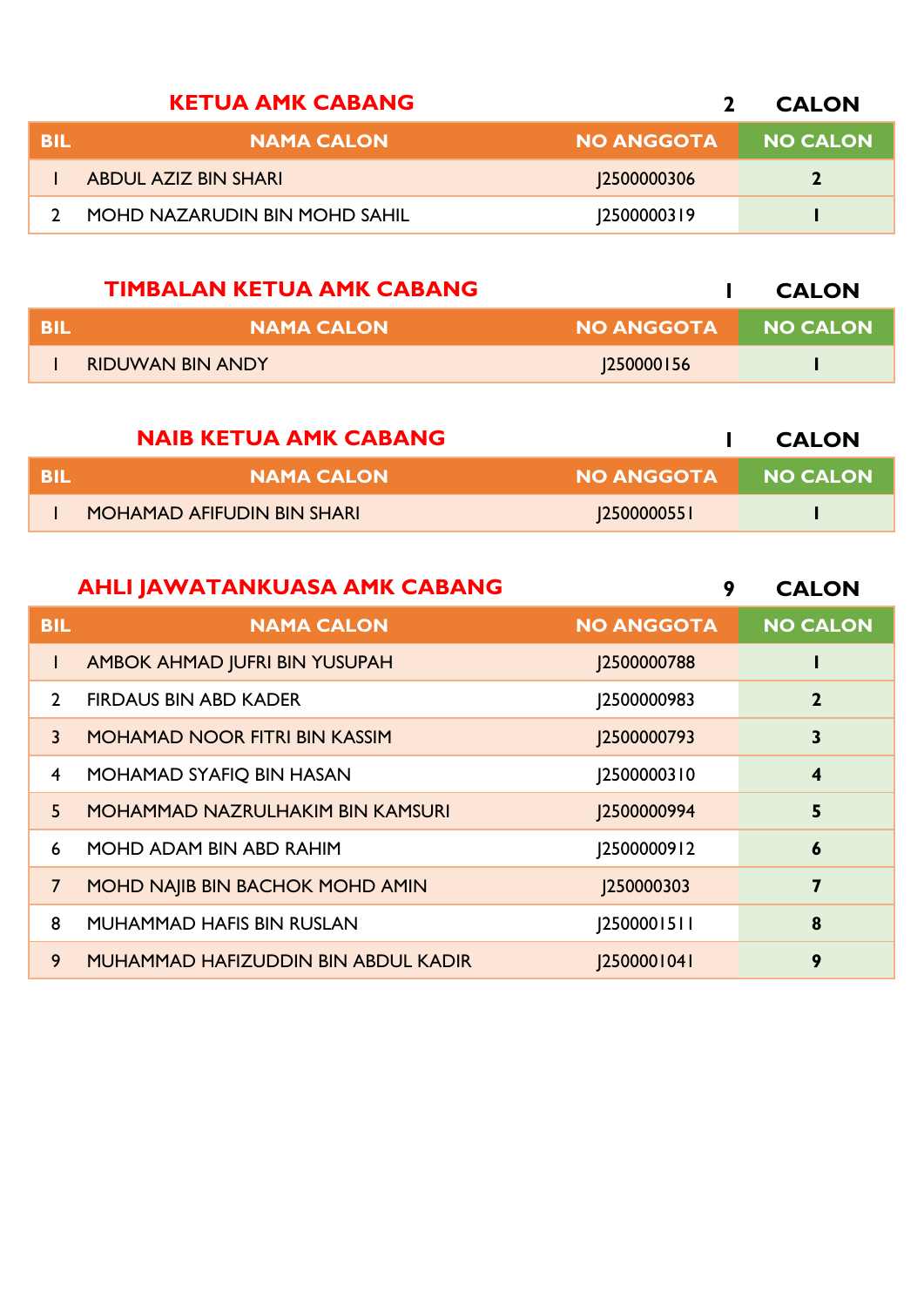## KETUA AMK CABANG — 2 CALON

| BIL | NAMA CALON | NO ANGGOTA | NO CALON |
|---|---|---|---|
| 1 | ABDUL AZIZ BIN SHARI | J2500000306 | 2 |
| 2 | MOHD NAZARUDIN BIN MOHD SAHIL | J2500000319 | 1 |

## TIMBALAN KETUA AMK CABANG — 1 CALON

| BIL | NAMA CALON | NO ANGGOTA | NO CALON |
|---|---|---|---|
| 1 | RIDUWAN BIN ANDY | J250000156 | 1 |

## NAIB KETUA AMK CABANG — 1 CALON

| BIL | NAMA CALON | NO ANGGOTA | NO CALON |
|---|---|---|---|
| 1 | MOHAMAD AFIFUDIN BIN SHARI | J2500000551 | 1 |

## AHLI JAWATANKUASA AMK CABANG — 9 CALON

| BIL | NAMA CALON | NO ANGGOTA | NO CALON |
|---|---|---|---|
| 1 | AMBOK AHMAD JUFRI BIN YUSUPAH | J2500000788 | 1 |
| 2 | FIRDAUS BIN ABD KADER | J2500000983 | 2 |
| 3 | MOHAMAD NOOR FITRI BIN KASSIM | J2500000793 | 3 |
| 4 | MOHAMAD SYAFIQ BIN HASAN | J2500000310 | 4 |
| 5 | MOHAMMAD NAZRULHAKIM BIN KAMSURI | J2500000994 | 5 |
| 6 | MOHD ADAM BIN ABD RAHIM | J2500000912 | 6 |
| 7 | MOHD NAJIB BIN BACHOK MOHD AMIN | J250000303 | 7 |
| 8 | MUHAMMAD HAFIS BIN RUSLAN | J2500001511 | 8 |
| 9 | MUHAMMAD HAFIZUDDIN BIN ABDUL KADIR | J2500001041 | 9 |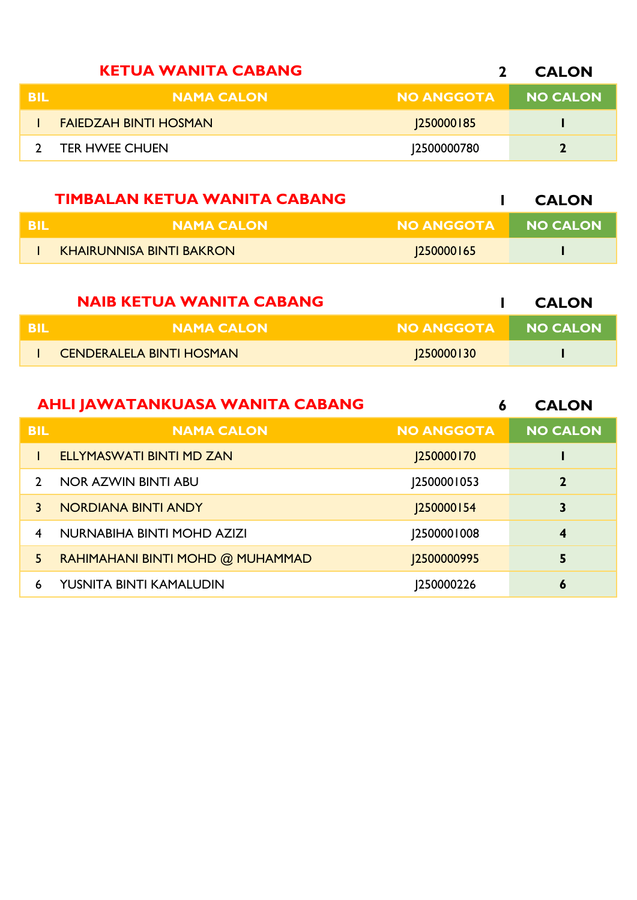## KETUA WANITA CABANG

**2 CALON**

| BIL | NAMA CALON | NO ANGGOTA | NO CALON |
|---|---|---|---|
| 1 | FAIEDZAH BINTI HOSMAN | J250000185 | 1 |
| 2 | TER HWEE CHUEN | J2500000780 | 2 |

## TIMBALAN KETUA WANITA CABANG

**1 CALON**

| BIL | NAMA CALON | NO ANGGOTA | NO CALON |
|---|---|---|---|
| 1 | KHAIRUNNISA BINTI BAKRON | J250000165 | 1 |

## NAIB KETUA WANITA CABANG

**1 CALON**

| BIL | NAMA CALON | NO ANGGOTA | NO CALON |
|---|---|---|---|
| 1 | CENDERALELA BINTI HOSMAN | J250000130 | 1 |

## AHLI JAWATANKUASA WANITA CABANG

**6 CALON**

| BIL | NAMA CALON | NO ANGGOTA | NO CALON |
|---|---|---|---|
| 1 | ELLYMASWATI BINTI MD ZAN | J250000170 | 1 |
| 2 | NOR AZWIN BINTI ABU | J2500001053 | 2 |
| 3 | NORDIANA BINTI ANDY | J250000154 | 3 |
| 4 | NURNABIHA BINTI MOHD AZIZI | J2500001008 | 4 |
| 5 | RAHIMAHANI BINTI MOHD @ MUHAMMAD | J2500000995 | 5 |
| 6 | YUSNITA BINTI KAMALUDIN | J250000226 | 6 |